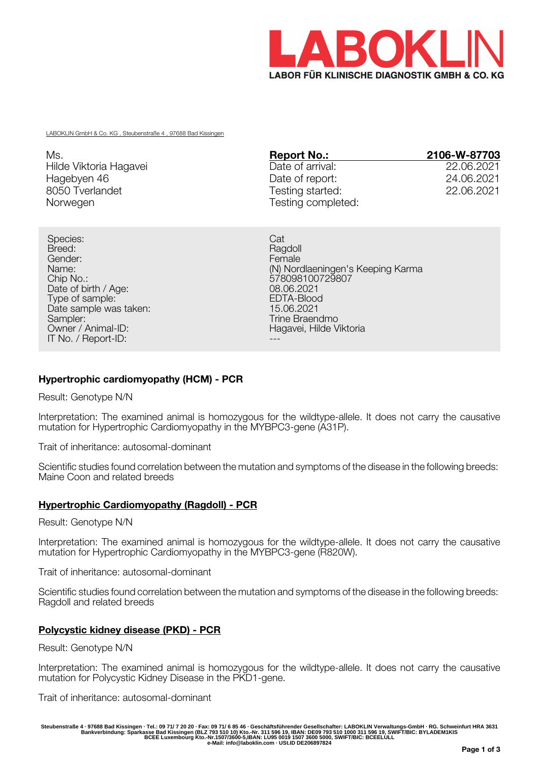# LABOKLIN

**LABOR FÜR KLINISCHE DIAGNOSTIK GMBH & CO. KG**

LABOKLIN GmbH & Co. KG , Steubenstraße 4 , 97688 Bad Kissingen

Ms.
Hilde Viktoria Hagavei
Hagebyen 46
8050 Tverlandet
Norwegen

| **Report No.:** | **2106-W-87703** |
|---|---|
| Date of arrival: | 22.06.2021 |
| Date of report: | 24.06.2021 |
| Testing started: | 22.06.2021 |
| Testing completed: | |

| | |
|---|---|
| Species: | Cat |
| Breed: | Ragdoll |
| Gender: | Female |
| Name: | (N) Nordlaeningen's Keeping Karma |
| Chip No.: | 578098100729807 |
| Date of birth / Age: | 08.06.2021 |
| Type of sample: | EDTA-Blood |
| Date sample was taken: | 15.06.2021 |
| Sampler: | Trine Braendmo |
| Owner / Animal-ID: | Hagavei, Hilde Viktoria |
| IT No. / Report-ID: | --- |

## Hypertrophic cardiomyopathy (HCM) - PCR

Result: Genotype N/N

Interpretation: The examined animal is homozygous for the wildtype-allele. It does not carry the causative mutation for Hypertrophic Cardiomyopathy in the MYBPC3-gene (A31P).

Trait of inheritance: autosomal-dominant

Scientific studies found correlation between the mutation and symptoms of the disease in the following breeds: Maine Coon and related breeds

## Hypertrophic Cardiomyopathy (Ragdoll) - PCR

Result: Genotype N/N

Interpretation: The examined animal is homozygous for the wildtype-allele. It does not carry the causative mutation for Hypertrophic Cardiomyopathy in the MYBPC3-gene (R820W).

Trait of inheritance: autosomal-dominant

Scientific studies found correlation between the mutation and symptoms of the disease in the following breeds: Ragdoll and related breeds

## Polycystic kidney disease (PKD) - PCR

Result: Genotype N/N

Interpretation: The examined animal is homozygous for the wildtype-allele. It does not carry the causative mutation for Polycystic Kidney Disease in the PKD1-gene.

Trait of inheritance: autosomal-dominant

Steubenstraße 4 · 97688 Bad Kissingen · Tel.: 09 71/ 7 20 20 · Fax: 09 71/ 6 85 46 · Geschäftsführender Gesellschafter: LABOKLIN Verwaltungs-GmbH · RG. Schweinfurt HRA 3631
Bankverbindung: Sparkasse Bad Kissingen (BLZ 793 510 10) Kto.-Nr. 311 596 19, IBAN: DE09 793 510 1000 311 596 19, SWIFT/BIC: BYLADEM1KIS
BCEE Luxembourg Kto.-Nr.1507/3600-5,IBAN: LU95 0019 1507 3600 5000, SWIFT/BIC: BCEELULL
e-Mail: info@laboklin.com · USt.ID DE206897824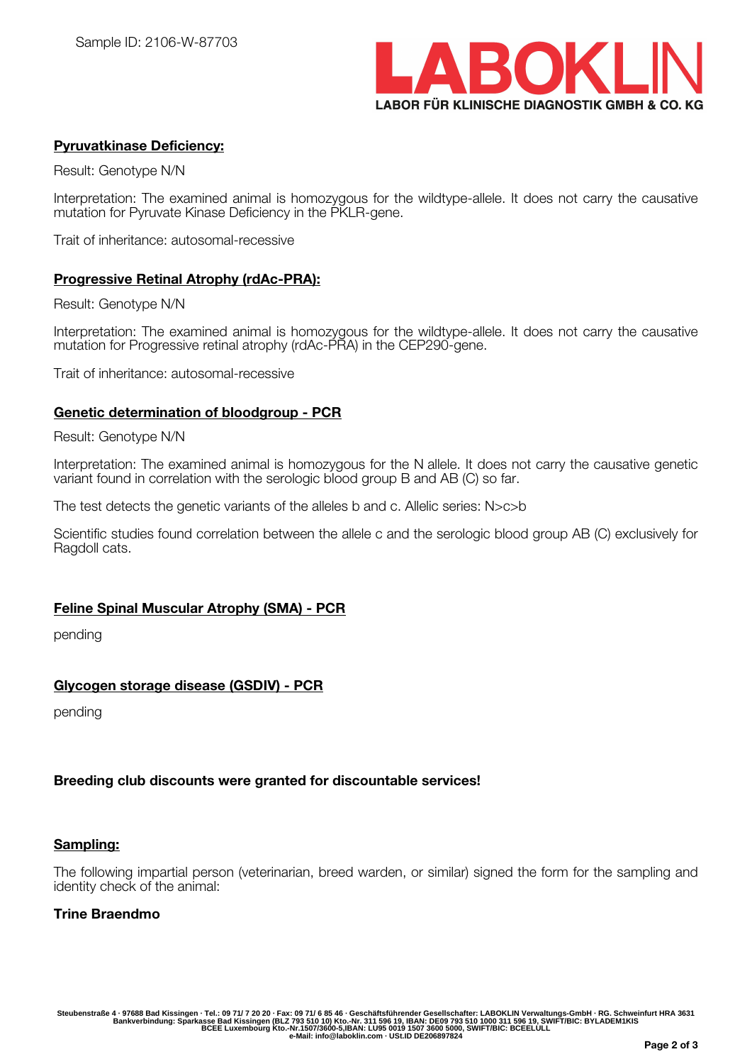Sample ID: 2106-W-87703

**Pyruvatkinase Deficiency:**

Result: Genotype N/N

Interpretation: The examined animal is homozygous for the wildtype-allele. It does not carry the causative mutation for Pyruvate Kinase Deficiency in the PKLR-gene.

Trait of inheritance: autosomal-recessive

**Progressive Retinal Atrophy (rdAc-PRA):**

Result: Genotype N/N

Interpretation: The examined animal is homozygous for the wildtype-allele. It does not carry the causative mutation for Progressive retinal atrophy (rdAc-PRA) in the CEP290-gene.

Trait of inheritance: autosomal-recessive

**Genetic determination of bloodgroup - PCR**

Result: Genotype N/N

Interpretation: The examined animal is homozygous for the N allele. It does not carry the causative genetic variant found in correlation with the serologic blood group B and AB (C) so far.

The test detects the genetic variants of the alleles b and c. Allelic series: N>c>b

Scientific studies found correlation between the allele c and the serologic blood group AB (C) exclusively for Ragdoll cats.

**Feline Spinal Muscular Atrophy (SMA) - PCR**

pending

**Glycogen storage disease (GSDIV) - PCR**

pending

**Breeding club discounts were granted for discountable services!**

**Sampling:**

The following impartial person (veterinarian, breed warden, or similar) signed the form for the sampling and identity check of the animal:

**Trine Braendmo**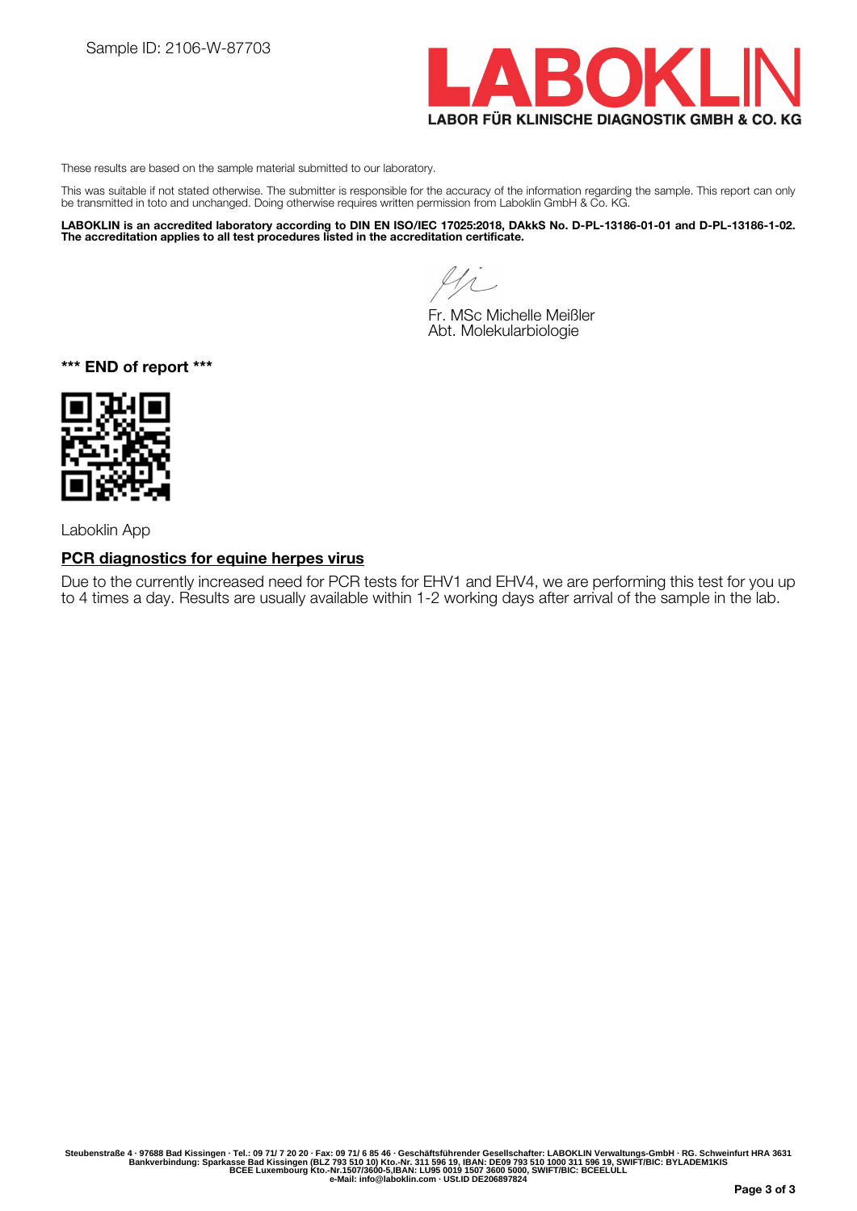These results are based on the sample material submitted to our laboratory.

This was suitable if not stated otherwise. The submitter is responsible for the accuracy of the information regarding the sample. This report can only be transmitted in toto and unchanged. Doing otherwise requires written permission from Laboklin GmbH & Co. KG.

**LABOKLIN is an accredited laboratory according to DIN EN ISO/IEC 17025:2018, DAkkS No. D-PL-13186-01-01 and D-PL-13186-1-02. The accreditation applies to all test procedures listed in the accreditation certificate.**

Fr. MSc Michelle Meißler
Abt. Molekularbiologie

**\*\*\* END of report \*\*\***

Laboklin App

## PCR diagnostics for equine herpes virus

Due to the currently increased need for PCR tests for EHV1 and EHV4, we are performing this test for you up to 4 times a day. Results are usually available within 1-2 working days after arrival of the sample in the lab.